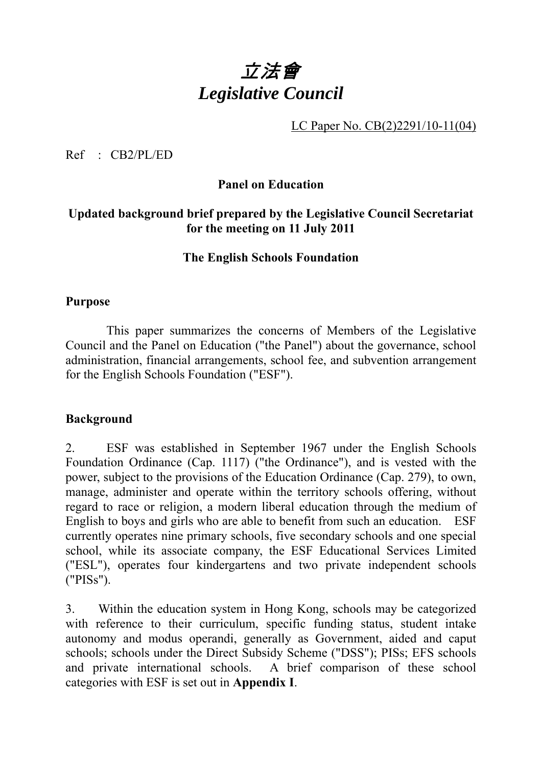# 立法會
# *Legislative Council*

LC Paper No. CB(2)2291/10-11(04)

Ref : CB2/PL/ED

**Panel on Education**

**Updated background brief prepared by the Legislative Council Secretariat for the meeting on 11 July 2011**

**The English Schools Foundation**

## Purpose

This paper summarizes the concerns of Members of the Legislative Council and the Panel on Education ("the Panel") about the governance, school administration, financial arrangements, school fee, and subvention arrangement for the English Schools Foundation ("ESF").

## Background

2. ESF was established in September 1967 under the English Schools Foundation Ordinance (Cap. 1117) ("the Ordinance"), and is vested with the power, subject to the provisions of the Education Ordinance (Cap. 279), to own, manage, administer and operate within the territory schools offering, without regard to race or religion, a modern liberal education through the medium of English to boys and girls who are able to benefit from such an education. ESF currently operates nine primary schools, five secondary schools and one special school, while its associate company, the ESF Educational Services Limited ("ESL"), operates four kindergartens and two private independent schools ("PISs").

3. Within the education system in Hong Kong, schools may be categorized with reference to their curriculum, specific funding status, student intake autonomy and modus operandi, generally as Government, aided and caput schools; schools under the Direct Subsidy Scheme ("DSS"); PISs; EFS schools and private international schools. A brief comparison of these school categories with ESF is set out in **Appendix I**.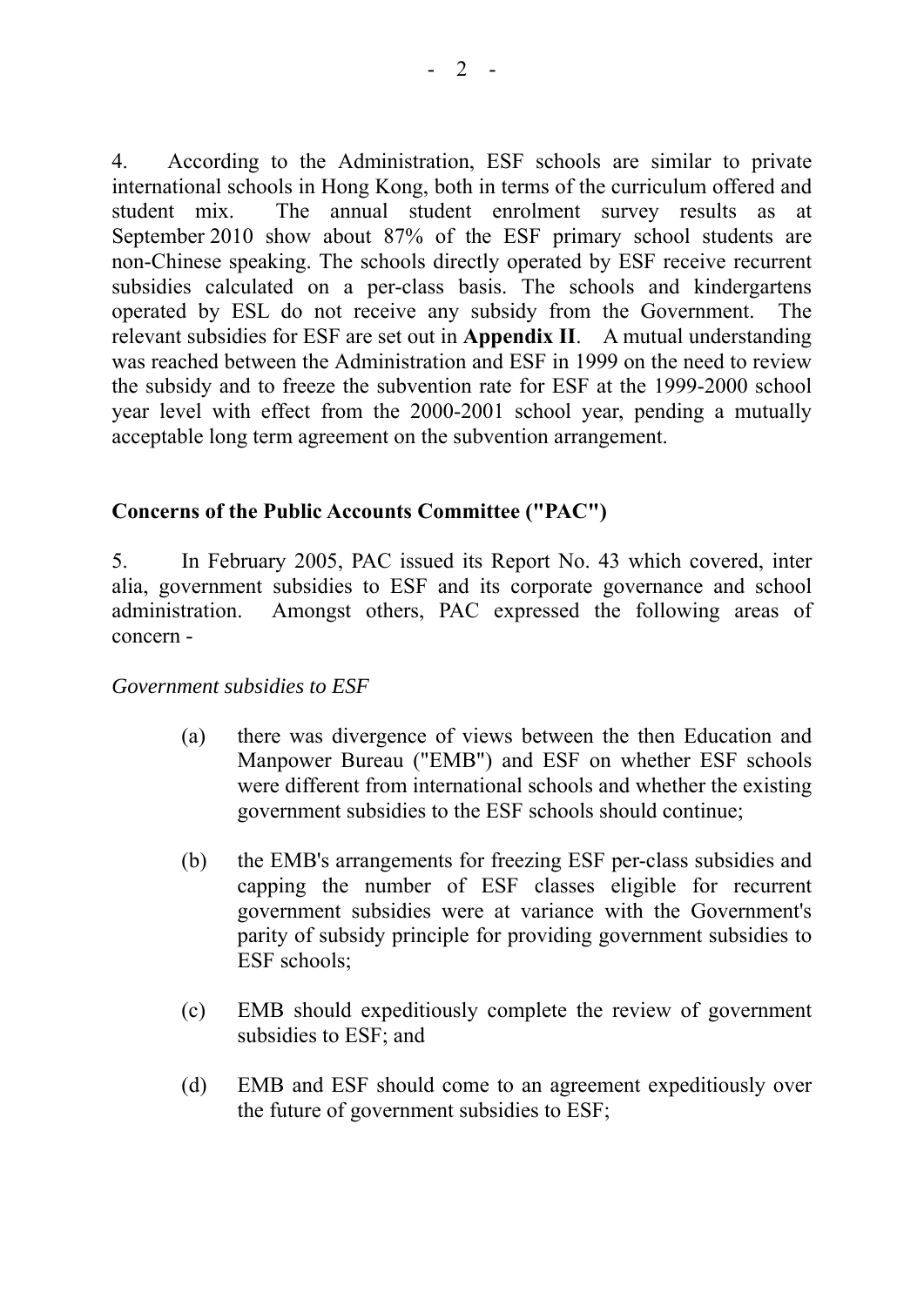4. According to the Administration, ESF schools are similar to private international schools in Hong Kong, both in terms of the curriculum offered and student mix. The annual student enrolment survey results as at September 2010 show about 87% of the ESF primary school students are non-Chinese speaking. The schools directly operated by ESF receive recurrent subsidies calculated on a per-class basis. The schools and kindergartens operated by ESL do not receive any subsidy from the Government. The relevant subsidies for ESF are set out in **Appendix II**. A mutual understanding was reached between the Administration and ESF in 1999 on the need to review the subsidy and to freeze the subvention rate for ESF at the 1999-2000 school year level with effect from the 2000-2001 school year, pending a mutually acceptable long term agreement on the subvention arrangement.

## Concerns of the Public Accounts Committee ("PAC")

5. In February 2005, PAC issued its Report No. 43 which covered, inter alia, government subsidies to ESF and its corporate governance and school administration. Amongst others, PAC expressed the following areas of concern -

*Government subsidies to ESF*

(a) there was divergence of views between the then Education and Manpower Bureau ("EMB") and ESF on whether ESF schools were different from international schools and whether the existing government subsidies to the ESF schools should continue;

(b) the EMB's arrangements for freezing ESF per-class subsidies and capping the number of ESF classes eligible for recurrent government subsidies were at variance with the Government's parity of subsidy principle for providing government subsidies to ESF schools;

(c) EMB should expeditiously complete the review of government subsidies to ESF; and

(d) EMB and ESF should come to an agreement expeditiously over the future of government subsidies to ESF;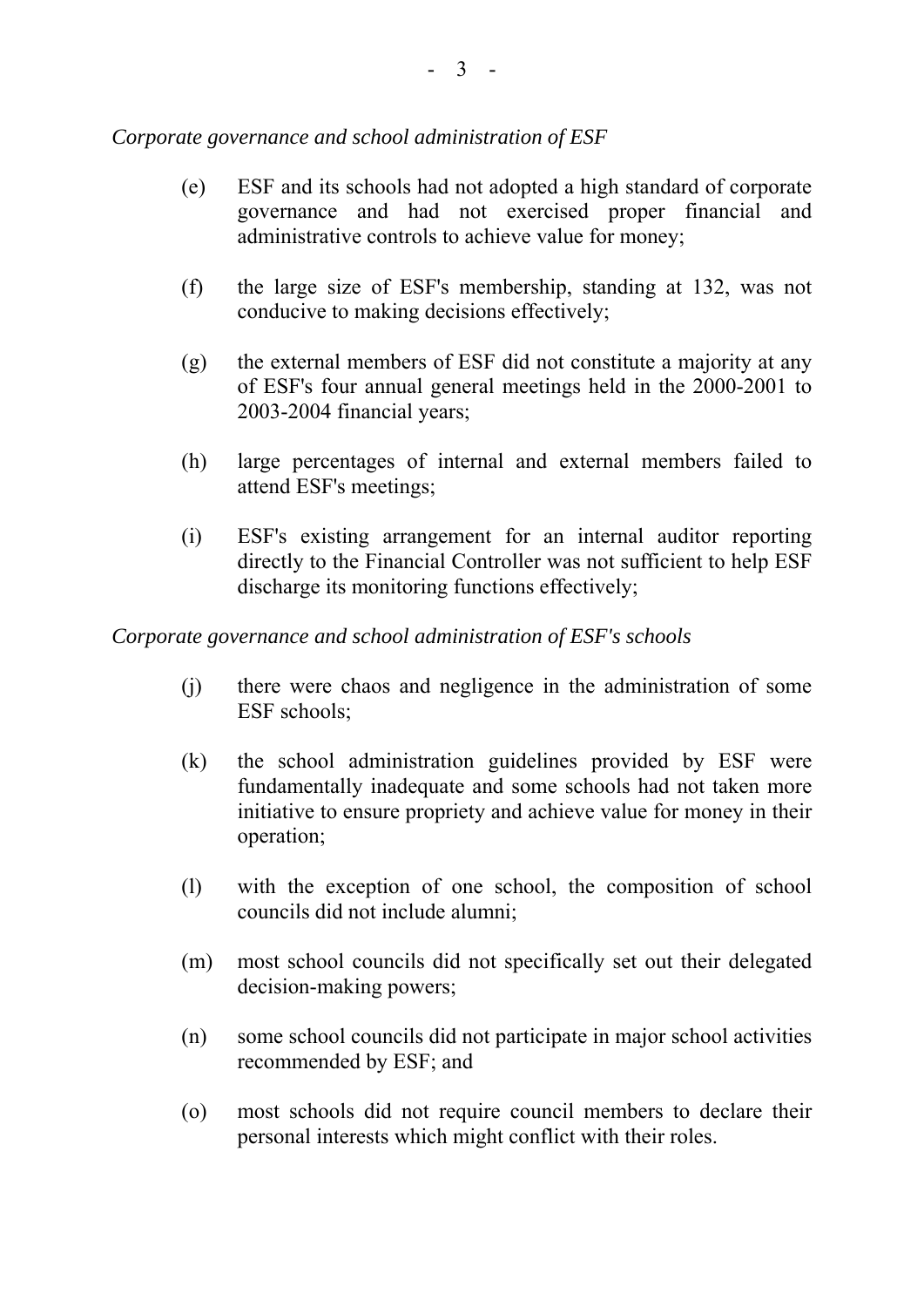*Corporate governance and school administration of ESF*

(e) ESF and its schools had not adopted a high standard of corporate governance and had not exercised proper financial and administrative controls to achieve value for money;

(f) the large size of ESF's membership, standing at 132, was not conducive to making decisions effectively;

(g) the external members of ESF did not constitute a majority at any of ESF's four annual general meetings held in the 2000-2001 to 2003-2004 financial years;

(h) large percentages of internal and external members failed to attend ESF's meetings;

(i) ESF's existing arrangement for an internal auditor reporting directly to the Financial Controller was not sufficient to help ESF discharge its monitoring functions effectively;

*Corporate governance and school administration of ESF's schools*

(j) there were chaos and negligence in the administration of some ESF schools;

(k) the school administration guidelines provided by ESF were fundamentally inadequate and some schools had not taken more initiative to ensure propriety and achieve value for money in their operation;

(l) with the exception of one school, the composition of school councils did not include alumni;

(m) most school councils did not specifically set out their delegated decision-making powers;

(n) some school councils did not participate in major school activities recommended by ESF; and

(o) most schools did not require council members to declare their personal interests which might conflict with their roles.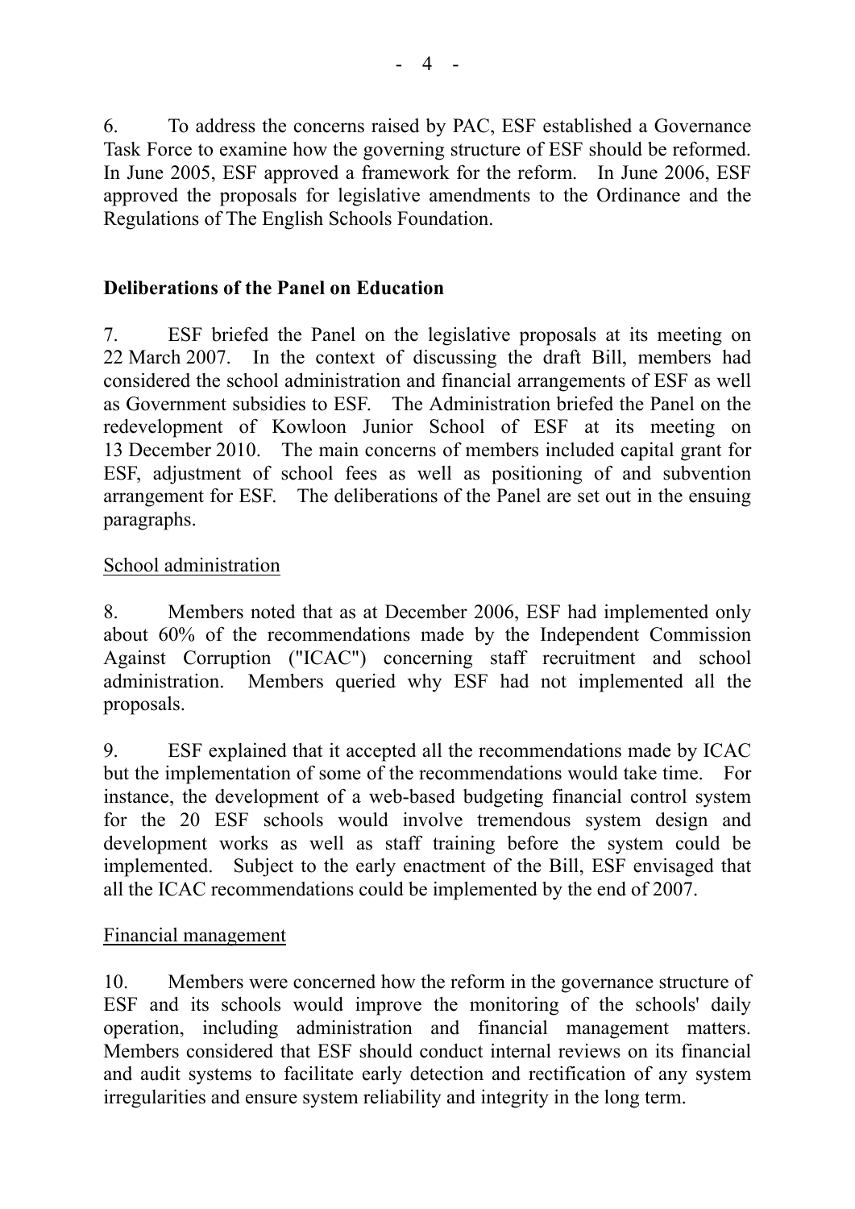6. To address the concerns raised by PAC, ESF established a Governance Task Force to examine how the governing structure of ESF should be reformed. In June 2005, ESF approved a framework for the reform. In June 2006, ESF approved the proposals for legislative amendments to the Ordinance and the Regulations of The English Schools Foundation.

## Deliberations of the Panel on Education

7. ESF briefed the Panel on the legislative proposals at its meeting on 22 March 2007. In the context of discussing the draft Bill, members had considered the school administration and financial arrangements of ESF as well as Government subsidies to ESF. The Administration briefed the Panel on the redevelopment of Kowloon Junior School of ESF at its meeting on 13 December 2010. The main concerns of members included capital grant for ESF, adjustment of school fees as well as positioning of and subvention arrangement for ESF. The deliberations of the Panel are set out in the ensuing paragraphs.

### School administration

8. Members noted that as at December 2006, ESF had implemented only about 60% of the recommendations made by the Independent Commission Against Corruption ("ICAC") concerning staff recruitment and school administration. Members queried why ESF had not implemented all the proposals.

9. ESF explained that it accepted all the recommendations made by ICAC but the implementation of some of the recommendations would take time. For instance, the development of a web-based budgeting financial control system for the 20 ESF schools would involve tremendous system design and development works as well as staff training before the system could be implemented. Subject to the early enactment of the Bill, ESF envisaged that all the ICAC recommendations could be implemented by the end of 2007.

### Financial management

10. Members were concerned how the reform in the governance structure of ESF and its schools would improve the monitoring of the schools' daily operation, including administration and financial management matters. Members considered that ESF should conduct internal reviews on its financial and audit systems to facilitate early detection and rectification of any system irregularities and ensure system reliability and integrity in the long term.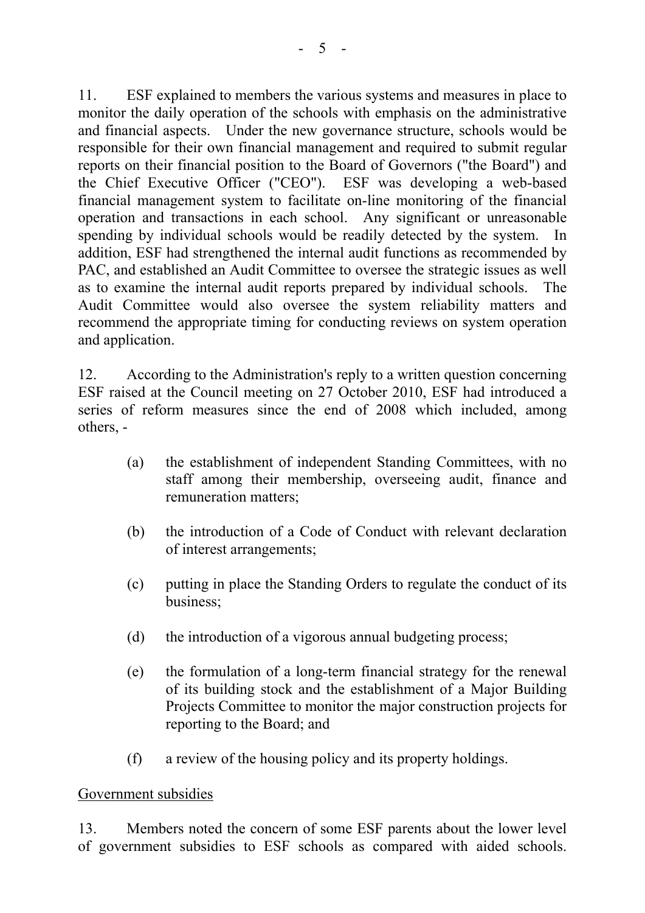11. ESF explained to members the various systems and measures in place to monitor the daily operation of the schools with emphasis on the administrative and financial aspects. Under the new governance structure, schools would be responsible for their own financial management and required to submit regular reports on their financial position to the Board of Governors ("the Board") and the Chief Executive Officer ("CEO"). ESF was developing a web-based financial management system to facilitate on-line monitoring of the financial operation and transactions in each school. Any significant or unreasonable spending by individual schools would be readily detected by the system. In addition, ESF had strengthened the internal audit functions as recommended by PAC, and established an Audit Committee to oversee the strategic issues as well as to examine the internal audit reports prepared by individual schools. The Audit Committee would also oversee the system reliability matters and recommend the appropriate timing for conducting reviews on system operation and application.

12. According to the Administration's reply to a written question concerning ESF raised at the Council meeting on 27 October 2010, ESF had introduced a series of reform measures since the end of 2008 which included, among others, -

(a) the establishment of independent Standing Committees, with no staff among their membership, overseeing audit, finance and remuneration matters;

(b) the introduction of a Code of Conduct with relevant declaration of interest arrangements;

(c) putting in place the Standing Orders to regulate the conduct of its business;

(d) the introduction of a vigorous annual budgeting process;

(e) the formulation of a long-term financial strategy for the renewal of its building stock and the establishment of a Major Building Projects Committee to monitor the major construction projects for reporting to the Board; and

(f) a review of the housing policy and its property holdings.

Government subsidies

13. Members noted the concern of some ESF parents about the lower level of government subsidies to ESF schools as compared with aided schools.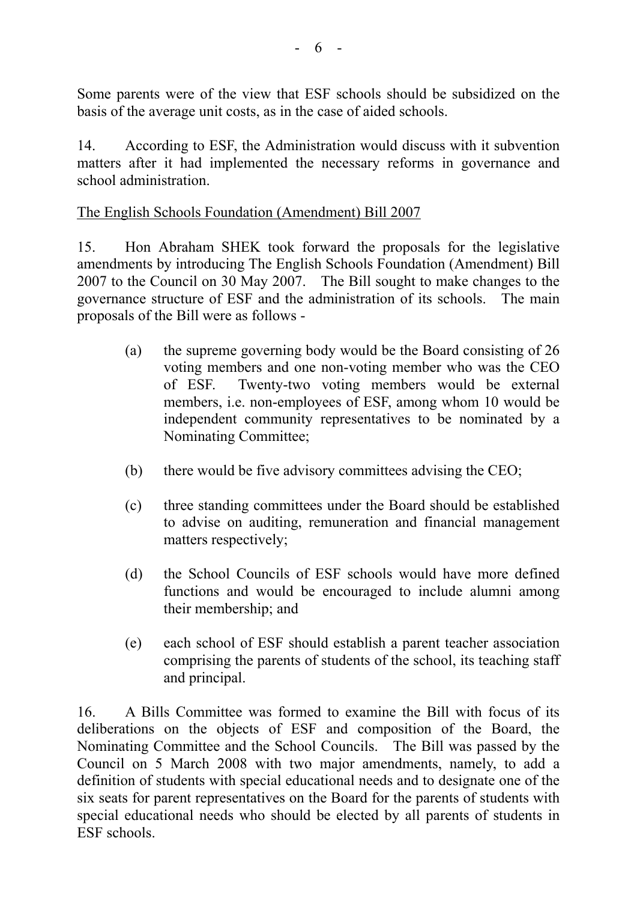Some parents were of the view that ESF schools should be subsidized on the basis of the average unit costs, as in the case of aided schools.

14. According to ESF, the Administration would discuss with it subvention matters after it had implemented the necessary reforms in governance and school administration.

<u>The English Schools Foundation (Amendment) Bill 2007</u>

15. Hon Abraham SHEK took forward the proposals for the legislative amendments by introducing The English Schools Foundation (Amendment) Bill 2007 to the Council on 30 May 2007. The Bill sought to make changes to the governance structure of ESF and the administration of its schools. The main proposals of the Bill were as follows -

(a) the supreme governing body would be the Board consisting of 26 voting members and one non-voting member who was the CEO of ESF. Twenty-two voting members would be external members, i.e. non-employees of ESF, among whom 10 would be independent community representatives to be nominated by a Nominating Committee;

(b) there would be five advisory committees advising the CEO;

(c) three standing committees under the Board should be established to advise on auditing, remuneration and financial management matters respectively;

(d) the School Councils of ESF schools would have more defined functions and would be encouraged to include alumni among their membership; and

(e) each school of ESF should establish a parent teacher association comprising the parents of students of the school, its teaching staff and principal.

16. A Bills Committee was formed to examine the Bill with focus of its deliberations on the objects of ESF and composition of the Board, the Nominating Committee and the School Councils. The Bill was passed by the Council on 5 March 2008 with two major amendments, namely, to add a definition of students with special educational needs and to designate one of the six seats for parent representatives on the Board for the parents of students with special educational needs who should be elected by all parents of students in ESF schools.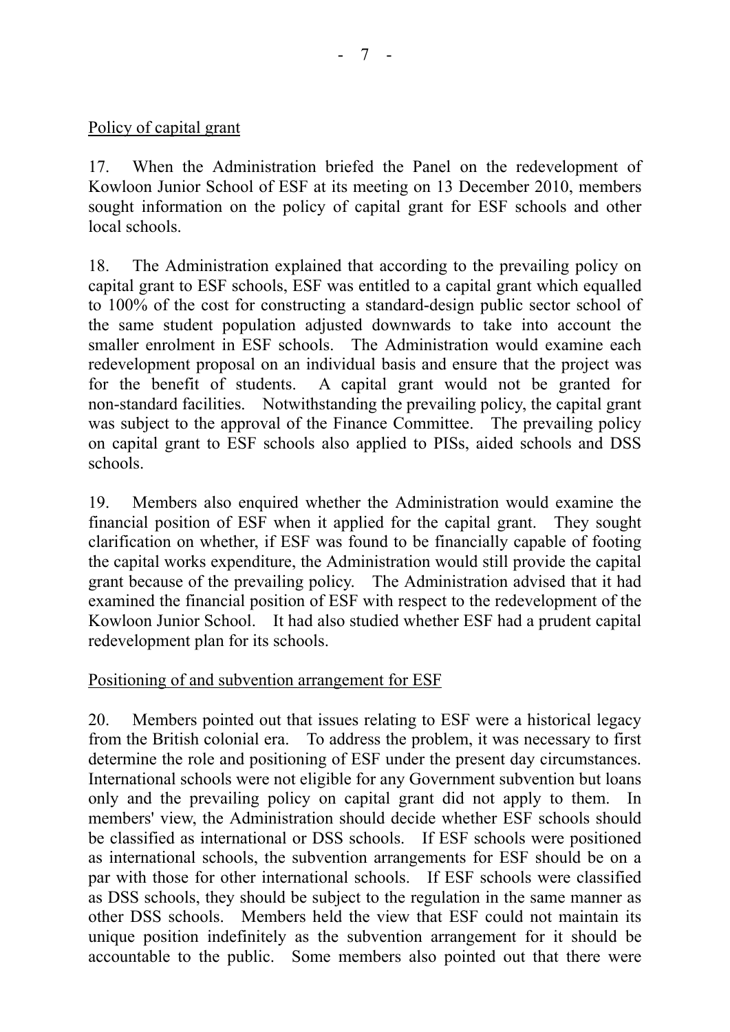Policy of capital grant

17. When the Administration briefed the Panel on the redevelopment of Kowloon Junior School of ESF at its meeting on 13 December 2010, members sought information on the policy of capital grant for ESF schools and other local schools.

18. The Administration explained that according to the prevailing policy on capital grant to ESF schools, ESF was entitled to a capital grant which equalled to 100% of the cost for constructing a standard-design public sector school of the same student population adjusted downwards to take into account the smaller enrolment in ESF schools. The Administration would examine each redevelopment proposal on an individual basis and ensure that the project was for the benefit of students. A capital grant would not be granted for non-standard facilities. Notwithstanding the prevailing policy, the capital grant was subject to the approval of the Finance Committee. The prevailing policy on capital grant to ESF schools also applied to PISs, aided schools and DSS schools.

19. Members also enquired whether the Administration would examine the financial position of ESF when it applied for the capital grant. They sought clarification on whether, if ESF was found to be financially capable of footing the capital works expenditure, the Administration would still provide the capital grant because of the prevailing policy. The Administration advised that it had examined the financial position of ESF with respect to the redevelopment of the Kowloon Junior School. It had also studied whether ESF had a prudent capital redevelopment plan for its schools.

Positioning of and subvention arrangement for ESF

20. Members pointed out that issues relating to ESF were a historical legacy from the British colonial era. To address the problem, it was necessary to first determine the role and positioning of ESF under the present day circumstances. International schools were not eligible for any Government subvention but loans only and the prevailing policy on capital grant did not apply to them. In members' view, the Administration should decide whether ESF schools should be classified as international or DSS schools. If ESF schools were positioned as international schools, the subvention arrangements for ESF should be on a par with those for other international schools. If ESF schools were classified as DSS schools, they should be subject to the regulation in the same manner as other DSS schools. Members held the view that ESF could not maintain its unique position indefinitely as the subvention arrangement for it should be accountable to the public. Some members also pointed out that there were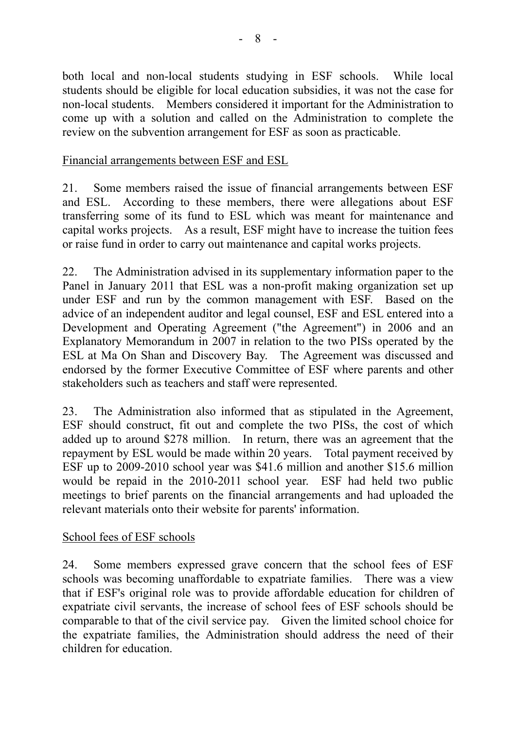both local and non-local students studying in ESF schools. While local students should be eligible for local education subsidies, it was not the case for non-local students. Members considered it important for the Administration to come up with a solution and called on the Administration to complete the review on the subvention arrangement for ESF as soon as practicable.

<u>Financial arrangements between ESF and ESL</u>

21. Some members raised the issue of financial arrangements between ESF and ESL. According to these members, there were allegations about ESF transferring some of its fund to ESL which was meant for maintenance and capital works projects. As a result, ESF might have to increase the tuition fees or raise fund in order to carry out maintenance and capital works projects.

22. The Administration advised in its supplementary information paper to the Panel in January 2011 that ESL was a non-profit making organization set up under ESF and run by the common management with ESF. Based on the advice of an independent auditor and legal counsel, ESF and ESL entered into a Development and Operating Agreement ("the Agreement") in 2006 and an Explanatory Memorandum in 2007 in relation to the two PISs operated by the ESL at Ma On Shan and Discovery Bay. The Agreement was discussed and endorsed by the former Executive Committee of ESF where parents and other stakeholders such as teachers and staff were represented.

23. The Administration also informed that as stipulated in the Agreement, ESF should construct, fit out and complete the two PISs, the cost of which added up to around $278 million. In return, there was an agreement that the repayment by ESL would be made within 20 years. Total payment received by ESF up to 2009-2010 school year was $41.6 million and another $15.6 million would be repaid in the 2010-2011 school year. ESF had held two public meetings to brief parents on the financial arrangements and had uploaded the relevant materials onto their website for parents' information.

<u>School fees of ESF schools</u>

24. Some members expressed grave concern that the school fees of ESF schools was becoming unaffordable to expatriate families. There was a view that if ESF's original role was to provide affordable education for children of expatriate civil servants, the increase of school fees of ESF schools should be comparable to that of the civil service pay. Given the limited school choice for the expatriate families, the Administration should address the need of their children for education.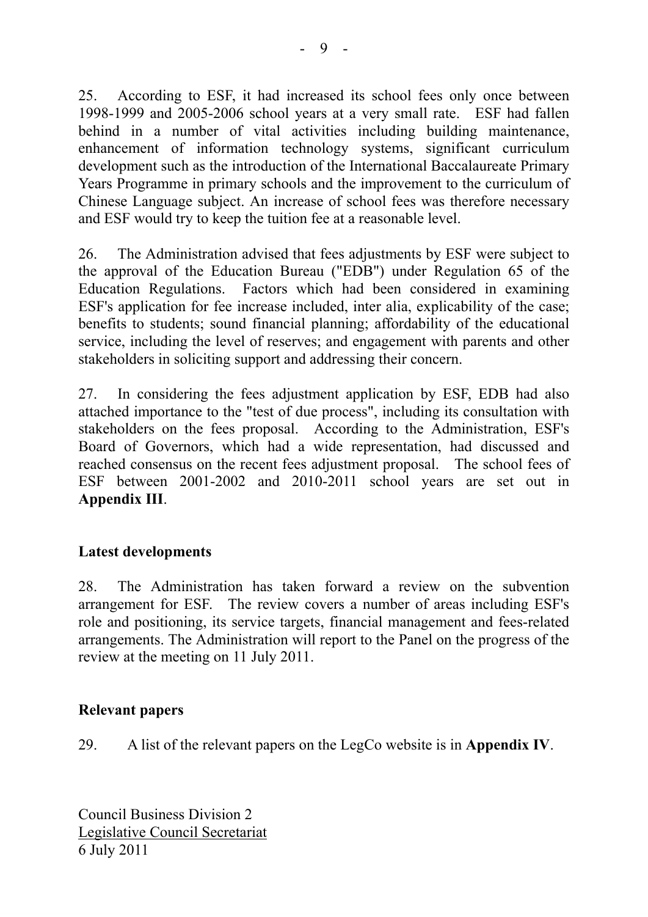25. According to ESF, it had increased its school fees only once between 1998-1999 and 2005-2006 school years at a very small rate. ESF had fallen behind in a number of vital activities including building maintenance, enhancement of information technology systems, significant curriculum development such as the introduction of the International Baccalaureate Primary Years Programme in primary schools and the improvement to the curriculum of Chinese Language subject. An increase of school fees was therefore necessary and ESF would try to keep the tuition fee at a reasonable level.

26. The Administration advised that fees adjustments by ESF were subject to the approval of the Education Bureau ("EDB") under Regulation 65 of the Education Regulations. Factors which had been considered in examining ESF's application for fee increase included, inter alia, explicability of the case; benefits to students; sound financial planning; affordability of the educational service, including the level of reserves; and engagement with parents and other stakeholders in soliciting support and addressing their concern.

27. In considering the fees adjustment application by ESF, EDB had also attached importance to the "test of due process", including its consultation with stakeholders on the fees proposal. According to the Administration, ESF's Board of Governors, which had a wide representation, had discussed and reached consensus on the recent fees adjustment proposal. The school fees of ESF between 2001-2002 and 2010-2011 school years are set out in **Appendix III**.

**Latest developments**

28. The Administration has taken forward a review on the subvention arrangement for ESF. The review covers a number of areas including ESF's role and positioning, its service targets, financial management and fees-related arrangements. The Administration will report to the Panel on the progress of the review at the meeting on 11 July 2011.

**Relevant papers**

29. A list of the relevant papers on the LegCo website is in **Appendix IV**.

Council Business Division 2
Legislative Council Secretariat
6 July 2011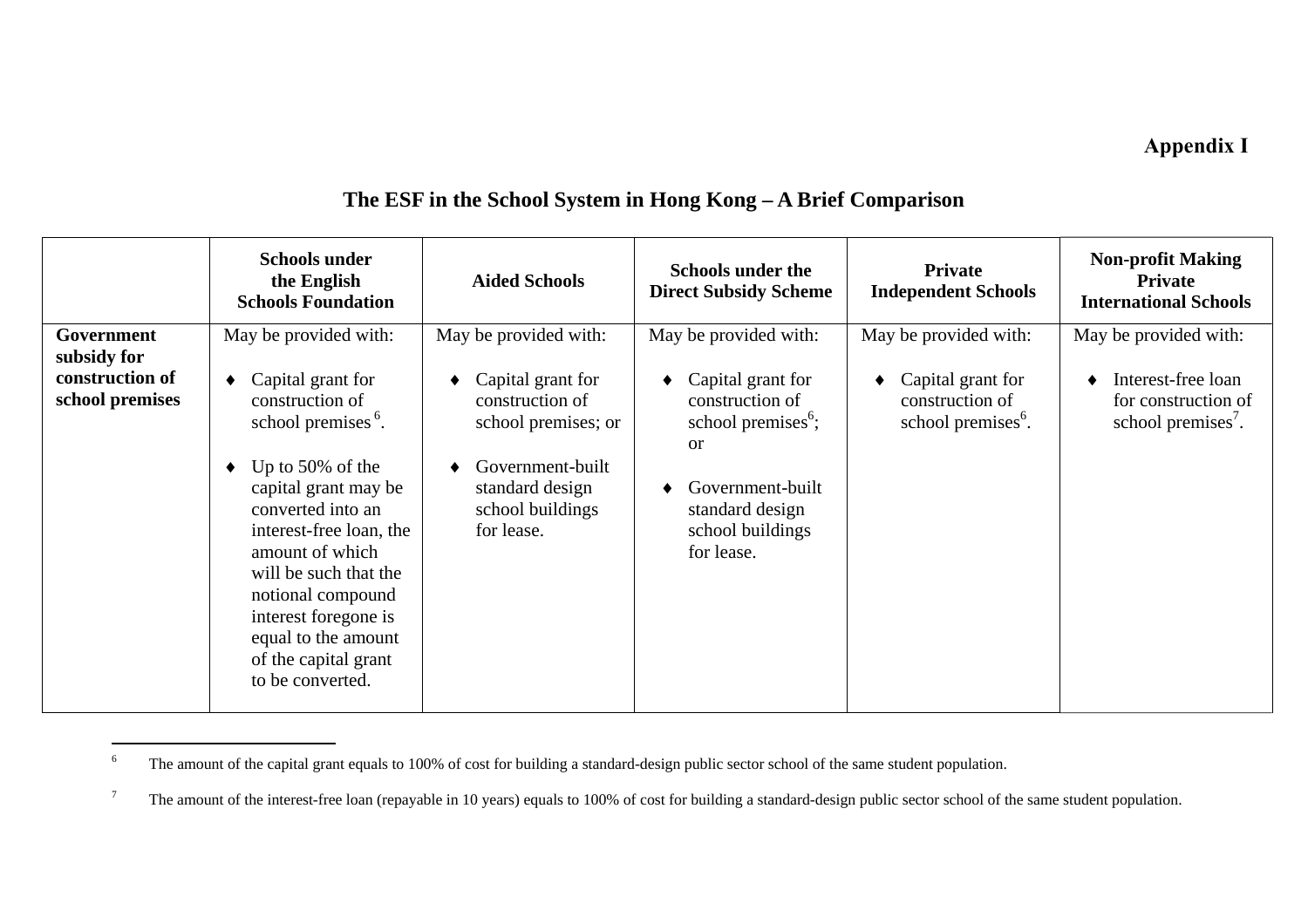**Appendix I**

## The ESF in the School System in Hong Kong – A Brief Comparison

| | Schools under the English Schools Foundation | Aided Schools | Schools under the Direct Subsidy Scheme | Private Independent Schools | Non-profit Making Private International Schools |
|---|---|---|---|---|---|
| **Government subsidy for construction of school premises** | May be provided with:<br><br>♦ Capital grant for construction of school premises [6].<br><br>♦ Up to 50% of the capital grant may be converted into an interest-free loan, the amount of which will be such that the notional compound interest foregone is equal to the amount of the capital grant to be converted. | May be provided with:<br><br>♦ Capital grant for construction of school premises; or<br><br>♦ Government-built standard design school buildings for lease. | May be provided with:<br><br>♦ Capital grant for construction of school premises[6]; or<br><br>♦ Government-built standard design school buildings for lease. | May be provided with:<br><br>♦ Capital grant for construction of school premises[6]. | May be provided with:<br><br>♦ Interest-free loan for construction of school premises[7]. |

---

6 The amount of the capital grant equals to 100% of cost for building a standard-design public sector school of the same student population.

7 The amount of the interest-free loan (repayable in 10 years) equals to 100% of cost for building a standard-design public sector school of the same student population.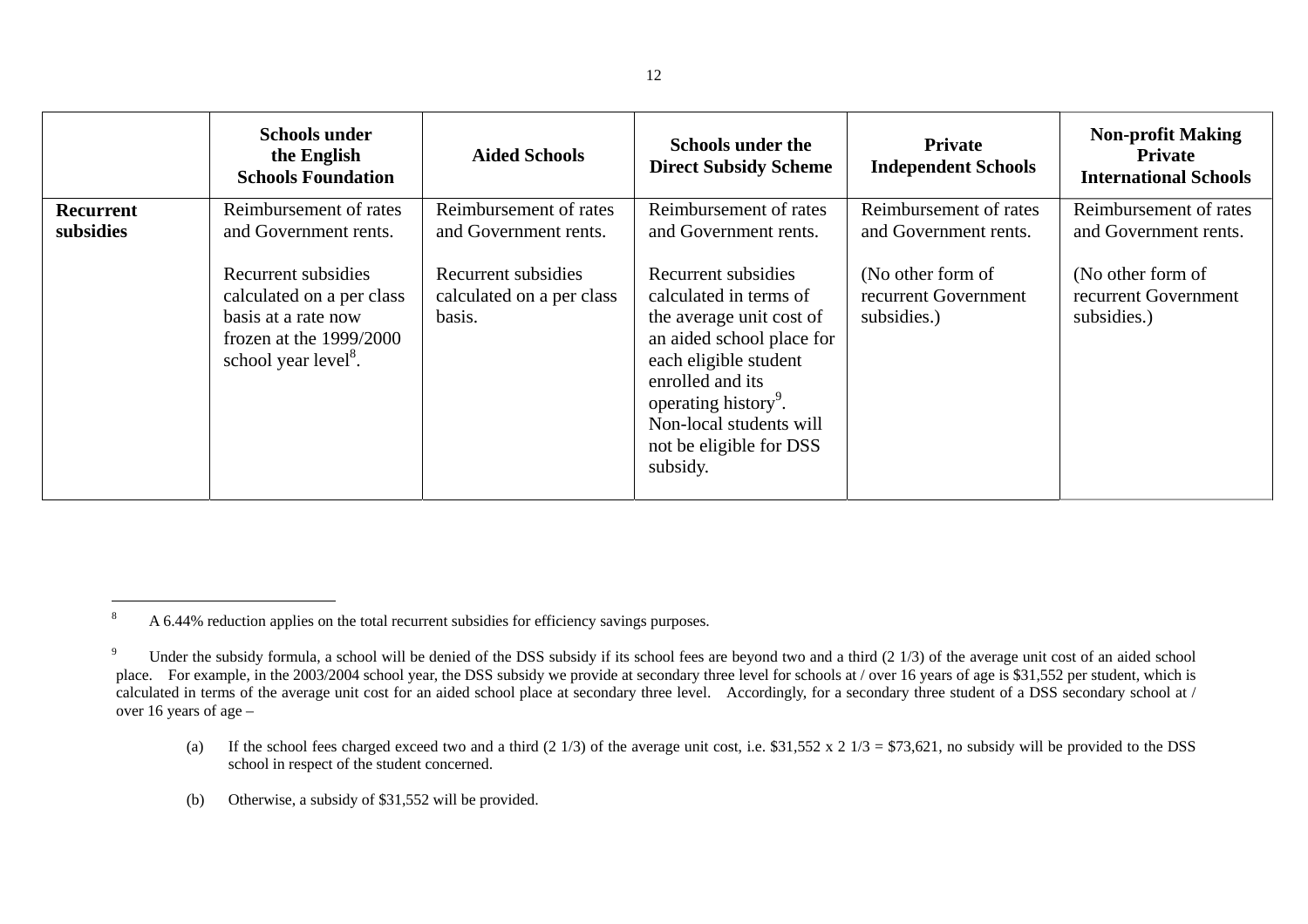| | Schools under the English Schools Foundation | Aided Schools | Schools under the Direct Subsidy Scheme | Private Independent Schools | Non-profit Making Private International Schools |
|---|---|---|---|---|---|
| **Recurrent subsidies** | Reimbursement of rates and Government rents.<br><br>Recurrent subsidies calculated on a per class basis at a rate now frozen at the 1999/2000 school year level[8]. | Reimbursement of rates and Government rents.<br><br>Recurrent subsidies calculated on a per class basis. | Reimbursement of rates and Government rents.<br><br>Recurrent subsidies calculated in terms of the average unit cost of an aided school place for each eligible student enrolled and its operating history[9]. Non-local students will not be eligible for DSS subsidy. | Reimbursement of rates and Government rents.<br><br>(No other form of recurrent Government subsidies.) | Reimbursement of rates and Government rents.<br><br>(No other form of recurrent Government subsidies.) |

---

[8] A 6.44% reduction applies on the total recurrent subsidies for efficiency savings purposes.

[9] Under the subsidy formula, a school will be denied of the DSS subsidy if its school fees are beyond two and a third (2 1/3) of the average unit cost of an aided school place. For example, in the 2003/2004 school year, the DSS subsidy we provide at secondary three level for schools at / over 16 years of age is $31,552 per student, which is calculated in terms of the average unit cost for an aided school place at secondary three level. Accordingly, for a secondary three student of a DSS secondary school at / over 16 years of age –

(a) If the school fees charged exceed two and a third (2 1/3) of the average unit cost, i.e. $31,552 x 2 1/3 = $73,621, no subsidy will be provided to the DSS school in respect of the student concerned.

(b) Otherwise, a subsidy of $31,552 will be provided.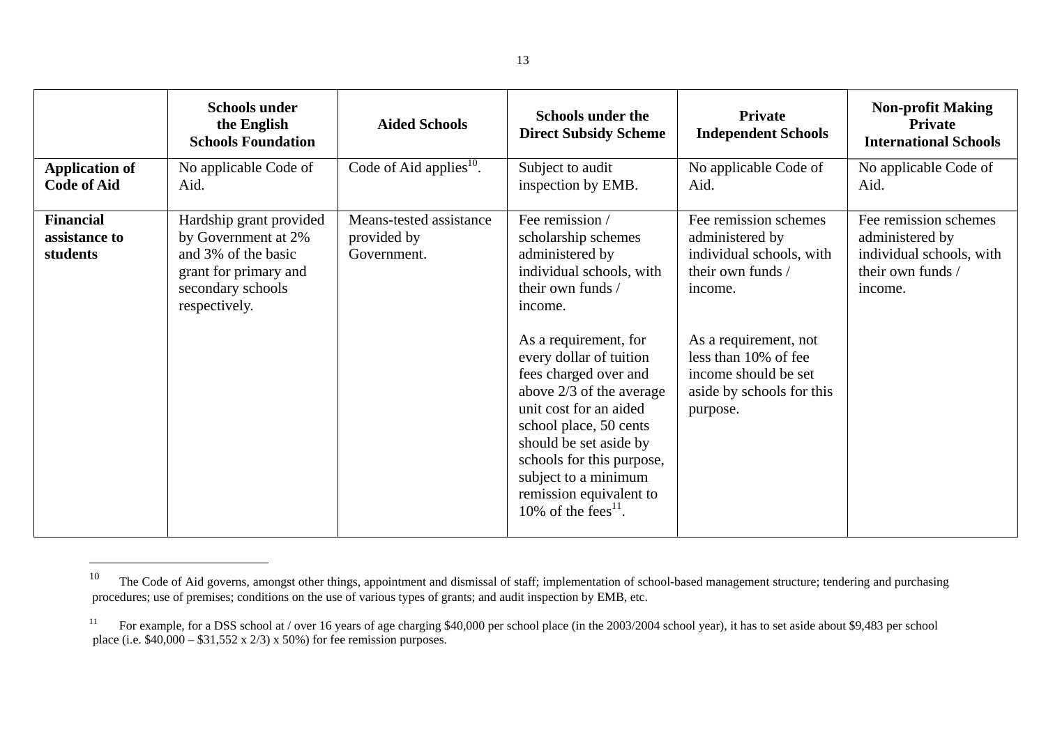| | **Schools under the English Schools Foundation** | **Aided Schools** | **Schools under the Direct Subsidy Scheme** | **Private Independent Schools** | **Non-profit Making Private International Schools** |
|---|---|---|---|---|---|
| **Application of Code of Aid** | No applicable Code of Aid. | Code of Aid applies[10]. | Subject to audit inspection by EMB. | No applicable Code of Aid. | No applicable Code of Aid. |
| **Financial assistance to students** | Hardship grant provided by Government at 2% and 3% of the basic grant for primary and secondary schools respectively. | Means-tested assistance provided by Government. | Fee remission / scholarship schemes administered by individual schools, with their own funds / income.<br><br>As a requirement, for every dollar of tuition fees charged over and above 2/3 of the average unit cost for an aided school place, 50 cents should be set aside by schools for this purpose, subject to a minimum remission equivalent to 10% of the fees[11]. | Fee remission schemes administered by individual schools, with their own funds / income.<br><br>As a requirement, not less than 10% of fee income should be set aside by schools for this purpose. | Fee remission schemes administered by individual schools, with their own funds / income. |

---

[10] The Code of Aid governs, amongst other things, appointment and dismissal of staff; implementation of school-based management structure; tendering and purchasing procedures; use of premises; conditions on the use of various types of grants; and audit inspection by EMB, etc.

[11] For example, for a DSS school at / over 16 years of age charging $40,000 per school place (in the 2003/2004 school year), it has to set aside about $9,483 per school place (i.e. $40,000 – $31,552 x 2/3) x 50%) for fee remission purposes.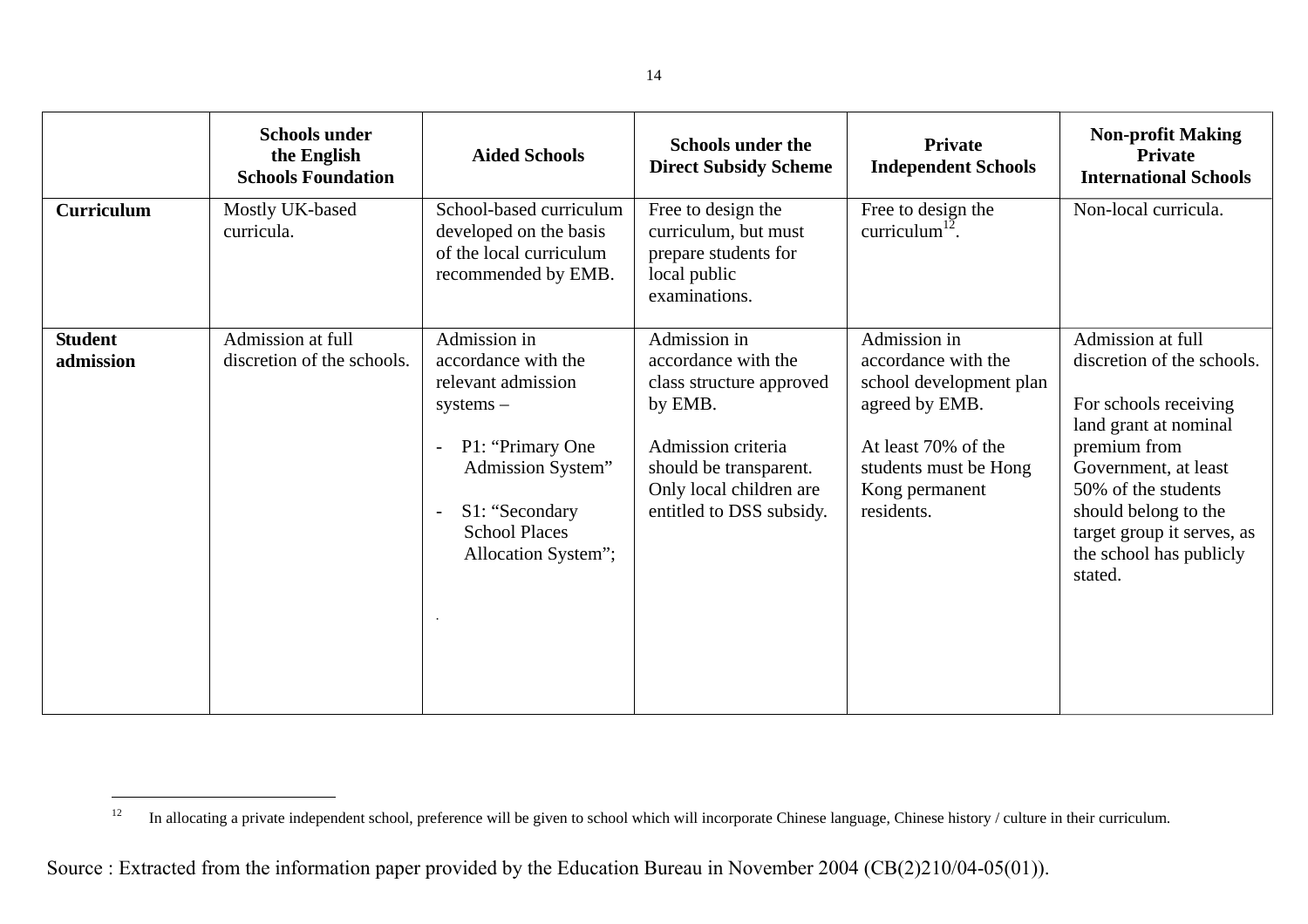| | Schools under the English Schools Foundation | Aided Schools | Schools under the Direct Subsidy Scheme | Private Independent Schools | Non-profit Making Private International Schools |
|---|---|---|---|---|---|
| **Curriculum** | Mostly UK-based curricula. | School-based curriculum developed on the basis of the local curriculum recommended by EMB. | Free to design the curriculum, but must prepare students for local public examinations. | Free to design the curriculum[12]. | Non-local curricula. |
| **Student admission** | Admission at full discretion of the schools. | Admission in accordance with the relevant admission systems – <br>- P1: "Primary One Admission System" <br>- S1: "Secondary School Places Allocation System"; | Admission in accordance with the class structure approved by EMB. <br><br>Admission criteria should be transparent. Only local children are entitled to DSS subsidy. | Admission in accordance with the school development plan agreed by EMB. <br><br>At least 70% of the students must be Hong Kong permanent residents. | Admission at full discretion of the schools. <br><br>For schools receiving land grant at nominal premium from Government, at least 50% of the students should belong to the target group it serves, as the school has publicly stated. |

[12] In allocating a private independent school, preference will be given to school which will incorporate Chinese language, Chinese history / culture in their curriculum.

Source : Extracted from the information paper provided by the Education Bureau in November 2004 (CB(2)210/04-05(01)).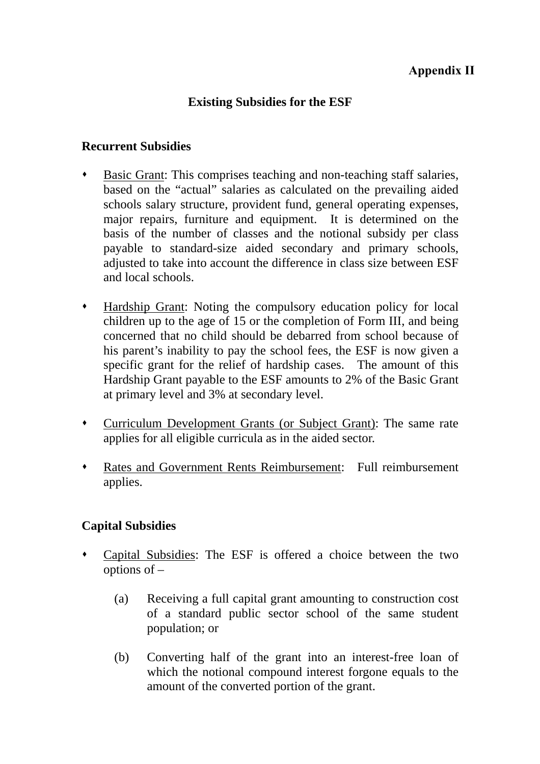**Appendix II**

## Existing Subsidies for the ESF

### Recurrent Subsidies

- Basic Grant: This comprises teaching and non-teaching staff salaries, based on the "actual" salaries as calculated on the prevailing aided schools salary structure, provident fund, general operating expenses, major repairs, furniture and equipment. It is determined on the basis of the number of classes and the notional subsidy per class payable to standard-size aided secondary and primary schools, adjusted to take into account the difference in class size between ESF and local schools.

- Hardship Grant: Noting the compulsory education policy for local children up to the age of 15 or the completion of Form III, and being concerned that no child should be debarred from school because of his parent's inability to pay the school fees, the ESF is now given a specific grant for the relief of hardship cases. The amount of this Hardship Grant payable to the ESF amounts to 2% of the Basic Grant at primary level and 3% at secondary level.

- Curriculum Development Grants (or Subject Grant): The same rate applies for all eligible curricula as in the aided sector.

- Rates and Government Rents Reimbursement: Full reimbursement applies.

### Capital Subsidies

- Capital Subsidies: The ESF is offered a choice between the two options of –

  (a) Receiving a full capital grant amounting to construction cost of a standard public sector school of the same student population; or

  (b) Converting half of the grant into an interest-free loan of which the notional compound interest forgone equals to the amount of the converted portion of the grant.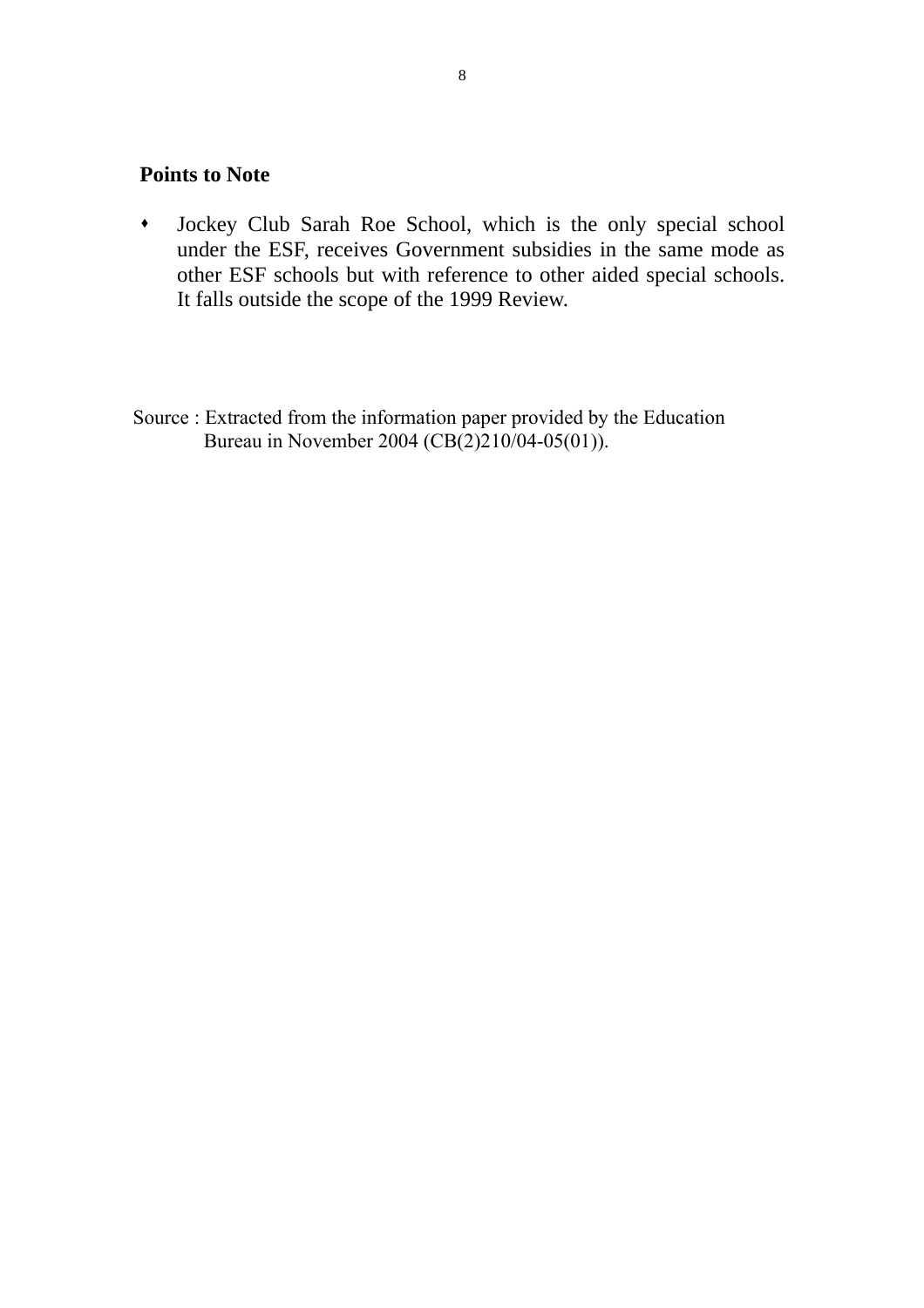**Points to Note**

- Jockey Club Sarah Roe School, which is the only special school under the ESF, receives Government subsidies in the same mode as other ESF schools but with reference to other aided special schools. It falls outside the scope of the 1999 Review.

Source : Extracted from the information paper provided by the Education Bureau in November 2004 (CB(2)210/04-05(01)).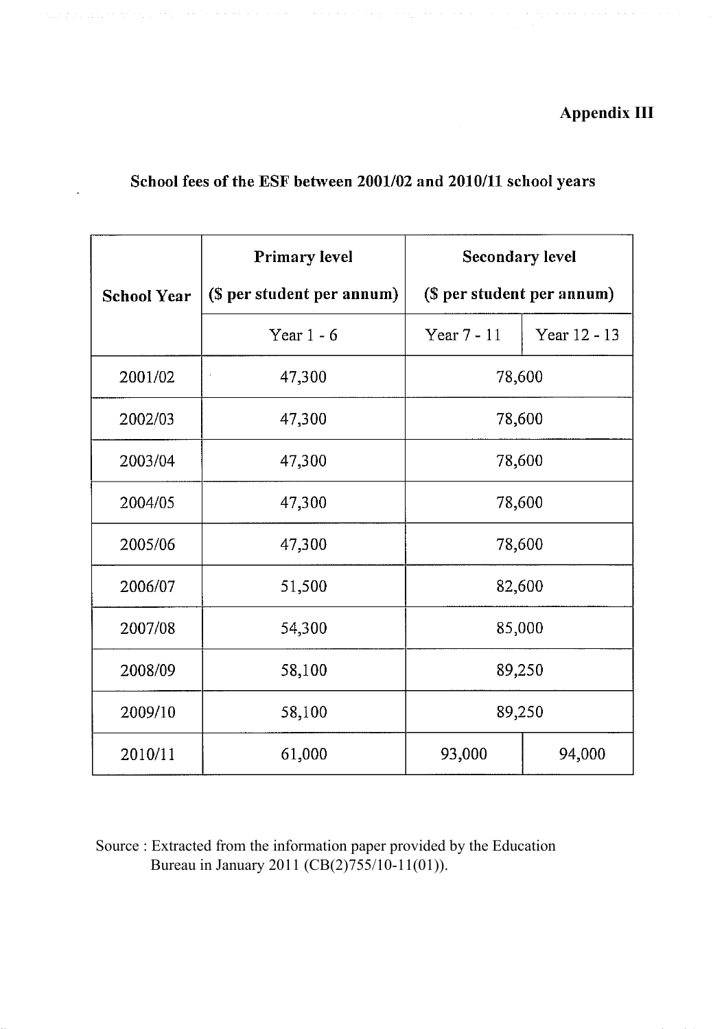**Appendix III**

## School fees of the ESF between 2001/02 and 2010/11 school years

| School Year | Primary level ($ per student per annum) | Secondary level ($ per student per annum) | |
|---|---|---|---|
| | Year 1 - 6 | Year 7 - 11 | Year 12 - 13 |
| 2001/02 | 47,300 | 78,600 | |
| 2002/03 | 47,300 | 78,600 | |
| 2003/04 | 47,300 | 78,600 | |
| 2004/05 | 47,300 | 78,600 | |
| 2005/06 | 47,300 | 78,600 | |
| 2006/07 | 51,500 | 82,600 | |
| 2007/08 | 54,300 | 85,000 | |
| 2008/09 | 58,100 | 89,250 | |
| 2009/10 | 58,100 | 89,250 | |
| 2010/11 | 61,000 | 93,000 | 94,000 |

Source : Extracted from the information paper provided by the Education Bureau in January 2011 (CB(2)755/10-11(01)).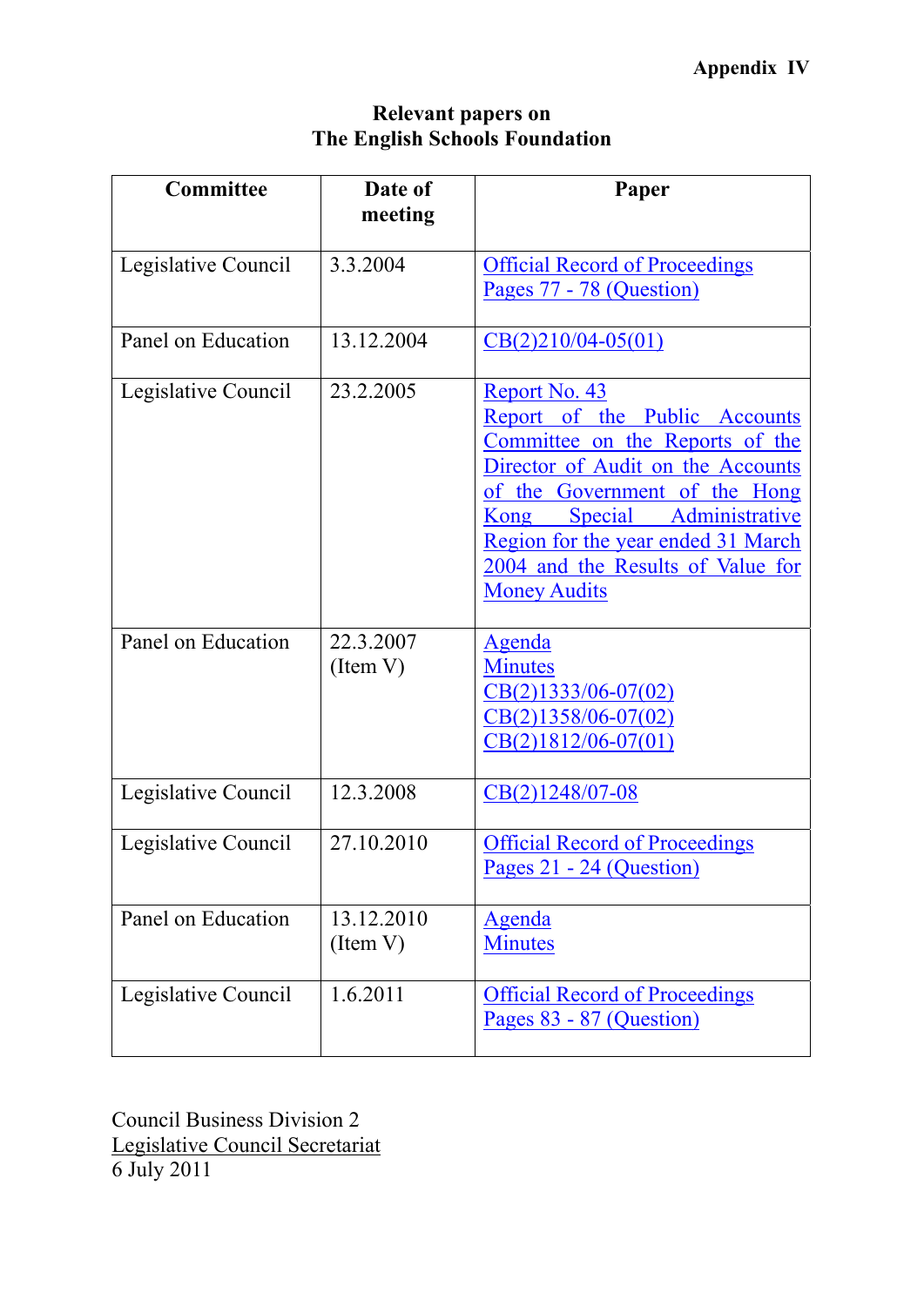**Appendix IV**

**Relevant papers on**
**The English Schools Foundation**

| Committee | Date of meeting | Paper |
|---|---|---|
| Legislative Council | 3.3.2004 | Official Record of Proceedings<br>Pages 77 - 78 (Question) |
| Panel on Education | 13.12.2004 | CB(2)210/04-05(01) |
| Legislative Council | 23.2.2005 | Report No. 43<br>Report of the Public Accounts Committee on the Reports of the Director of Audit on the Accounts of the Government of the Hong Kong Special Administrative Region for the year ended 31 March 2004 and the Results of Value for Money Audits |
| Panel on Education | 22.3.2007<br>(Item V) | Agenda<br>Minutes<br>CB(2)1333/06-07(02)<br>CB(2)1358/06-07(02)<br>CB(2)1812/06-07(01) |
| Legislative Council | 12.3.2008 | CB(2)1248/07-08 |
| Legislative Council | 27.10.2010 | Official Record of Proceedings<br>Pages 21 - 24 (Question) |
| Panel on Education | 13.12.2010<br>(Item V) | Agenda<br>Minutes |
| Legislative Council | 1.6.2011 | Official Record of Proceedings<br>Pages 83 - 87 (Question) |

Council Business Division 2
Legislative Council Secretariat
6 July 2011